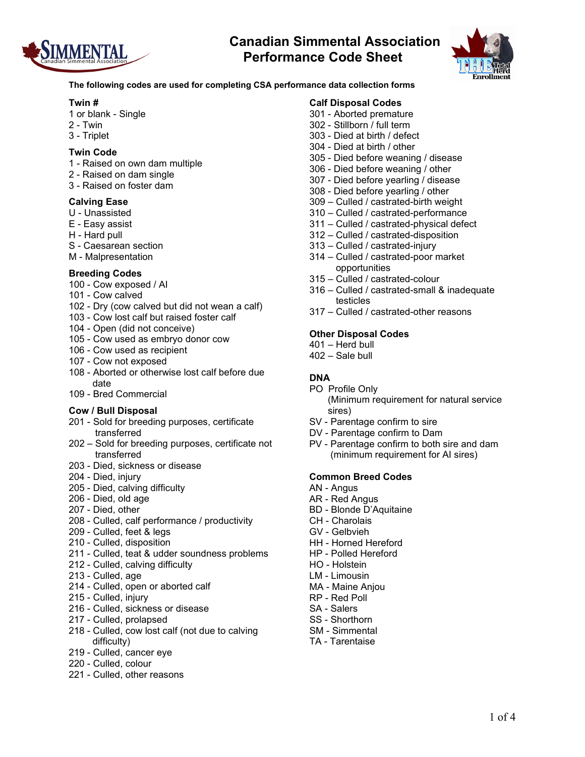# Canadian Simmental Association Performance Code Sheet

**The following codes are used for completing CSA performance data collection forms**

### Twin #

1 or blank - Single
2 - Twin
3 - Triplet

### Twin Code

1 - Raised on own dam multiple
2 - Raised on dam single
3 - Raised on foster dam

### Calving Ease

U - Unassisted
E - Easy assist
H - Hard pull
S - Caesarean section
M - Malpresentation

### Breeding Codes

100 - Cow exposed / AI
101 - Cow calved
102 - Dry (cow calved but did not wean a calf)
103 - Cow lost calf but raised foster calf
104 - Open (did not conceive)
105 - Cow used as embryo donor cow
106 - Cow used as recipient
107 - Cow not exposed
108 - Aborted or otherwise lost calf before due date
109 - Bred Commercial

### Cow / Bull Disposal

201 - Sold for breeding purposes, certificate transferred
202 – Sold for breeding purposes, certificate not transferred
203 - Died, sickness or disease
204 - Died, injury
205 - Died, calving difficulty
206 - Died, old age
207 - Died, other
208 - Culled, calf performance / productivity
209 - Culled, feet & legs
210 - Culled, disposition
211 - Culled, teat & udder soundness problems
212 - Culled, calving difficulty
213 - Culled, age
214 - Culled, open or aborted calf
215 - Culled, injury
216 - Culled, sickness or disease
217 - Culled, prolapsed
218 - Culled, cow lost calf (not due to calving difficulty)
219 - Culled, cancer eye
220 - Culled, colour
221 - Culled, other reasons

### Calf Disposal Codes

301 - Aborted premature
302 - Stillborn / full term
303 - Died at birth / defect
304 - Died at birth / other
305 - Died before weaning / disease
306 - Died before weaning / other
307 - Died before yearling / disease
308 - Died before yearling / other
309 – Culled / castrated-birth weight
310 – Culled / castrated-performance
311 – Culled / castrated-physical defect
312 – Culled / castrated-disposition
313 – Culled / castrated-injury
314 – Culled / castrated-poor market opportunities
315 – Culled / castrated-colour
316 – Culled / castrated-small & inadequate testicles
317 – Culled / castrated-other reasons

### Other Disposal Codes

401 – Herd bull
402 – Sale bull

### DNA

PO Profile Only (Minimum requirement for natural service sires)
SV - Parentage confirm to sire
DV - Parentage confirm to Dam
PV - Parentage confirm to both sire and dam (minimum requirement for AI sires)

### Common Breed Codes

AN - Angus
AR - Red Angus
BD - Blonde D'Aquitaine
CH - Charolais
GV - Gelbvieh
HH - Horned Hereford
HP - Polled Hereford
HO - Holstein
LM - Limousin
MA - Maine Anjou
RP - Red Poll
SA - Salers
SS - Shorthorn
SM - Simmental
TA - Tarentaise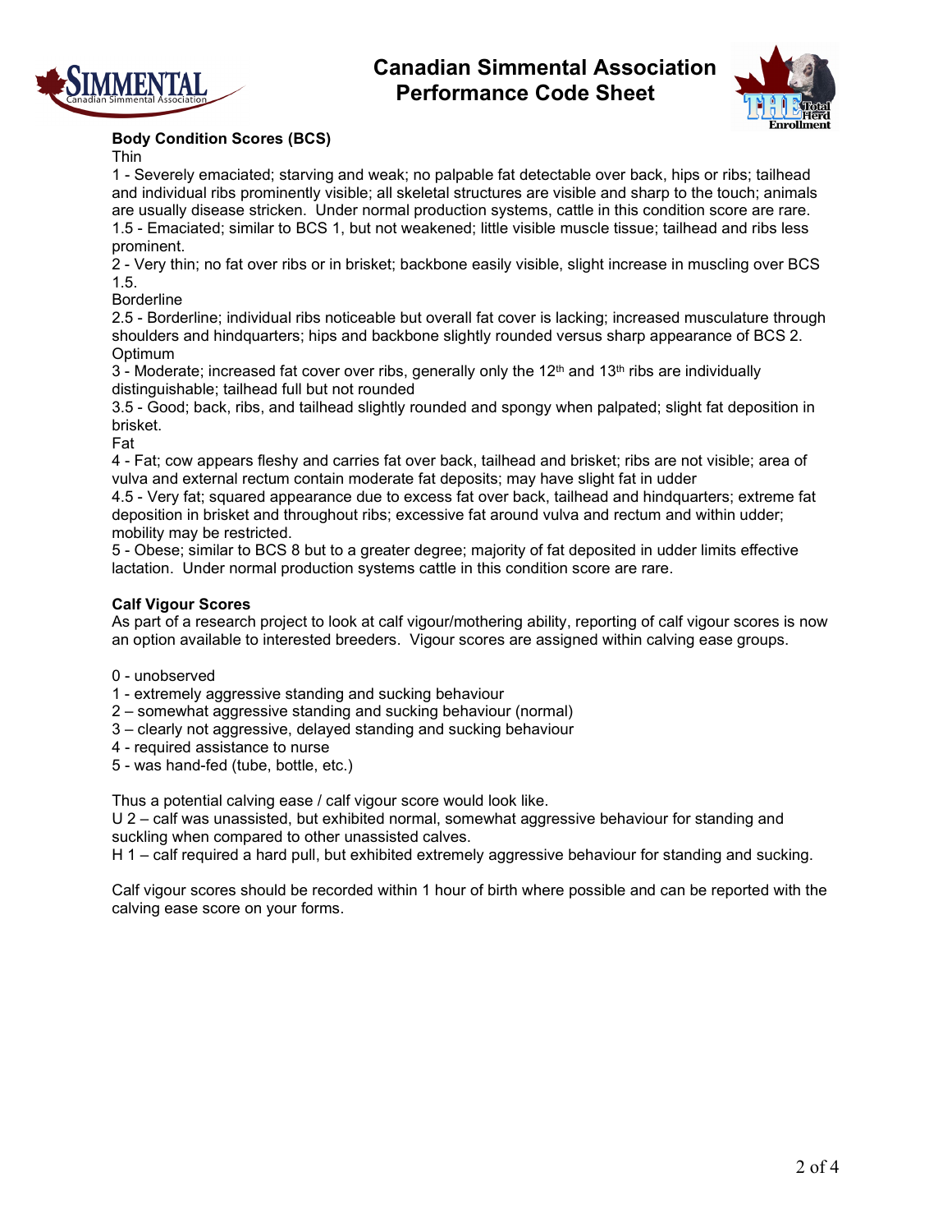# Canadian Simmental Association Performance Code Sheet

## Body Condition Scores (BCS)

Thin

1 - Severely emaciated; starving and weak; no palpable fat detectable over back, hips or ribs; tailhead and individual ribs prominently visible; all skeletal structures are visible and sharp to the touch; animals are usually disease stricken. Under normal production systems, cattle in this condition score are rare.

1.5 - Emaciated; similar to BCS 1, but not weakened; little visible muscle tissue; tailhead and ribs less prominent.

2 - Very thin; no fat over ribs or in brisket; backbone easily visible, slight increase in muscling over BCS 1.5.

Borderline

2.5 - Borderline; individual ribs noticeable but overall fat cover is lacking; increased musculature through shoulders and hindquarters; hips and backbone slightly rounded versus sharp appearance of BCS 2.

Optimum

3 - Moderate; increased fat cover over ribs, generally only the 12th and 13th ribs are individually distinguishable; tailhead full but not rounded

3.5 - Good; back, ribs, and tailhead slightly rounded and spongy when palpated; slight fat deposition in brisket.

Fat

4 - Fat; cow appears fleshy and carries fat over back, tailhead and brisket; ribs are not visible; area of vulva and external rectum contain moderate fat deposits; may have slight fat in udder

4.5 - Very fat; squared appearance due to excess fat over back, tailhead and hindquarters; extreme fat deposition in brisket and throughout ribs; excessive fat around vulva and rectum and within udder; mobility may be restricted.

5 - Obese; similar to BCS 8 but to a greater degree; majority of fat deposited in udder limits effective lactation. Under normal production systems cattle in this condition score are rare.

## Calf Vigour Scores

As part of a research project to look at calf vigour/mothering ability, reporting of calf vigour scores is now an option available to interested breeders. Vigour scores are assigned within calving ease groups.

0 - unobserved
1 - extremely aggressive standing and sucking behaviour
2 – somewhat aggressive standing and sucking behaviour (normal)
3 – clearly not aggressive, delayed standing and sucking behaviour
4 - required assistance to nurse
5 - was hand-fed (tube, bottle, etc.)

Thus a potential calving ease / calf vigour score would look like.

U 2 – calf was unassisted, but exhibited normal, somewhat aggressive behaviour for standing and suckling when compared to other unassisted calves.

H 1 – calf required a hard pull, but exhibited extremely aggressive behaviour for standing and sucking.

Calf vigour scores should be recorded within 1 hour of birth where possible and can be reported with the calving ease score on your forms.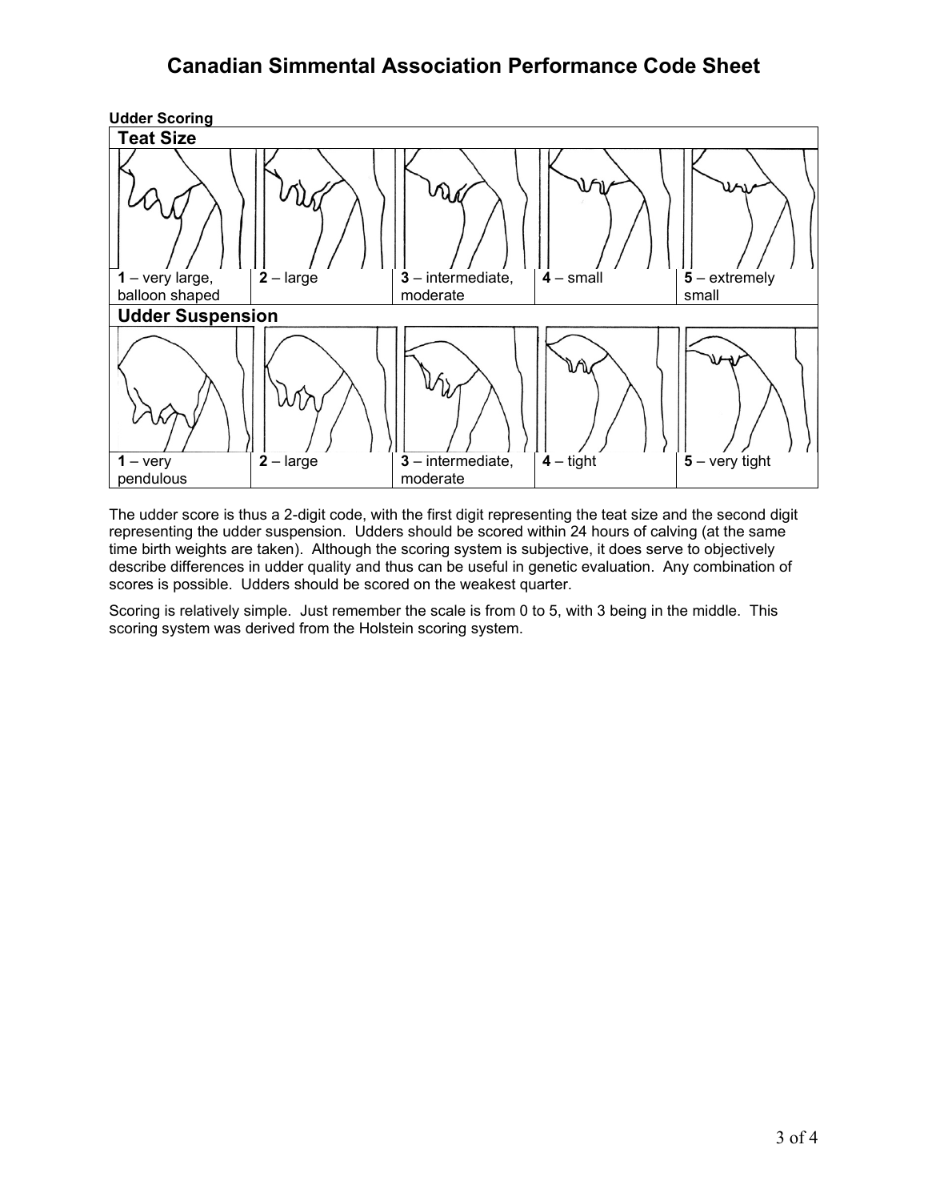# Canadian Simmental Association Performance Code Sheet

**Udder Scoring**

| **Teat Size** | | | | |
|---|---|---|---|---|
| **1** – very large, balloon shaped | **2** – large | **3** – intermediate, moderate | **4** – small | **5** – extremely small |

| **Udder Suspension** | | | | |
|---|---|---|---|---|
| **1** – very pendulous | **2** – large | **3** – intermediate, moderate | **4** – tight | **5** – very tight |

The udder score is thus a 2-digit code, with the first digit representing the teat size and the second digit representing the udder suspension. Udders should be scored within 24 hours of calving (at the same time birth weights are taken). Although the scoring system is subjective, it does serve to objectively describe differences in udder quality and thus can be useful in genetic evaluation. Any combination of scores is possible. Udders should be scored on the weakest quarter.

Scoring is relatively simple. Just remember the scale is from 0 to 5, with 3 being in the middle. This scoring system was derived from the Holstein scoring system.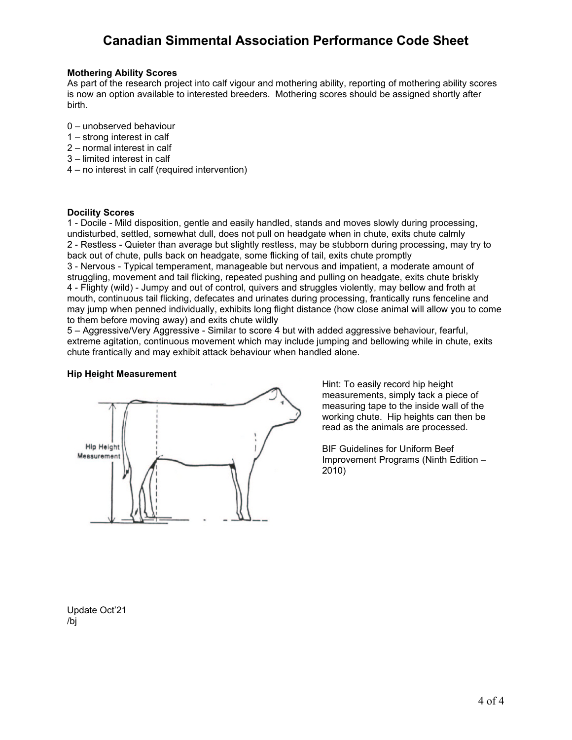# Canadian Simmental Association Performance Code Sheet

**Mothering Ability Scores**

As part of the research project into calf vigour and mothering ability, reporting of mothering ability scores is now an option available to interested breeders. Mothering scores should be assigned shortly after birth.

0 – unobserved behaviour
1 – strong interest in calf
2 – normal interest in calf
3 – limited interest in calf
4 – no interest in calf (required intervention)

**Docility Scores**

1 - Docile - Mild disposition, gentle and easily handled, stands and moves slowly during processing, undisturbed, settled, somewhat dull, does not pull on headgate when in chute, exits chute calmly
2 - Restless - Quieter than average but slightly restless, may be stubborn during processing, may try to back out of chute, pulls back on headgate, some flicking of tail, exits chute promptly
3 - Nervous - Typical temperament, manageable but nervous and impatient, a moderate amount of struggling, movement and tail flicking, repeated pushing and pulling on headgate, exits chute briskly
4 - Flighty (wild) - Jumpy and out of control, quivers and struggles violently, may bellow and froth at mouth, continuous tail flicking, defecates and urinates during processing, frantically runs fenceline and may jump when penned individually, exhibits long flight distance (how close animal will allow you to come to them before moving away) and exits chute wildly
5 – Aggressive/Very Aggressive - Similar to score 4 but with added aggressive behaviour, fearful, extreme agitation, continuous movement which may include jumping and bellowing while in chute, exits chute frantically and may exhibit attack behaviour when handled alone.

**Hip Height Measurement**

Hip Height Measurement

Hint: To easily record hip height measurements, simply tack a piece of measuring tape to the inside wall of the working chute. Hip heights can then be read as the animals are processed.

BIF Guidelines for Uniform Beef Improvement Programs (Ninth Edition – 2010)

Update Oct'21
/bj